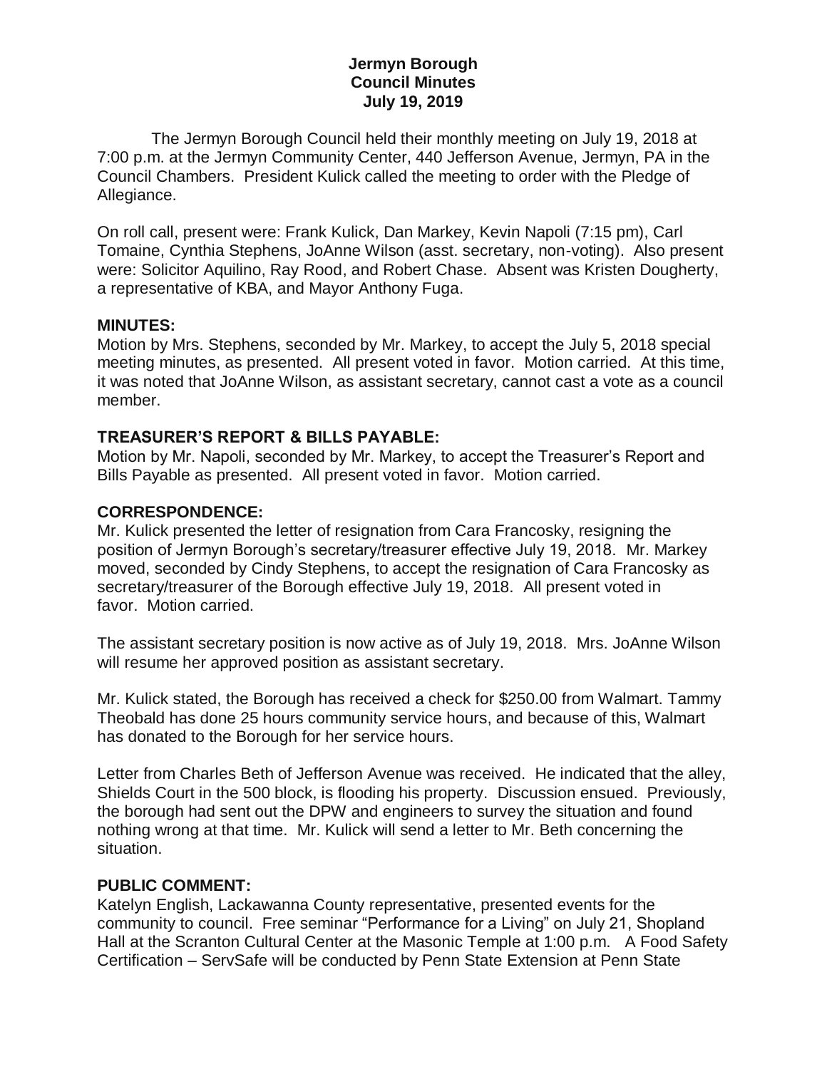**Jermyn Borough**
**Council Minutes**
**July 19, 2019**

The Jermyn Borough Council held their monthly meeting on July 19, 2018 at 7:00 p.m. at the Jermyn Community Center, 440 Jefferson Avenue, Jermyn, PA in the Council Chambers. President Kulick called the meeting to order with the Pledge of Allegiance.

On roll call, present were: Frank Kulick, Dan Markey, Kevin Napoli (7:15 pm), Carl Tomaine, Cynthia Stephens, JoAnne Wilson (asst. secretary, non-voting). Also present were: Solicitor Aquilino, Ray Rood, and Robert Chase. Absent was Kristen Dougherty, a representative of KBA, and Mayor Anthony Fuga.

**MINUTES:**
Motion by Mrs. Stephens, seconded by Mr. Markey, to accept the July 5, 2018 special meeting minutes, as presented. All present voted in favor. Motion carried. At this time, it was noted that JoAnne Wilson, as assistant secretary, cannot cast a vote as a council member.

**TREASURER'S REPORT & BILLS PAYABLE:**
Motion by Mr. Napoli, seconded by Mr. Markey, to accept the Treasurer's Report and Bills Payable as presented. All present voted in favor. Motion carried.

**CORRESPONDENCE:**
Mr. Kulick presented the letter of resignation from Cara Francosky, resigning the position of Jermyn Borough's secretary/treasurer effective July 19, 2018. Mr. Markey moved, seconded by Cindy Stephens, to accept the resignation of Cara Francosky as secretary/treasurer of the Borough effective July 19, 2018. All present voted in favor. Motion carried.

The assistant secretary position is now active as of July 19, 2018. Mrs. JoAnne Wilson will resume her approved position as assistant secretary.

Mr. Kulick stated, the Borough has received a check for $250.00 from Walmart. Tammy Theobald has done 25 hours community service hours, and because of this, Walmart has donated to the Borough for her service hours.

Letter from Charles Beth of Jefferson Avenue was received. He indicated that the alley, Shields Court in the 500 block, is flooding his property. Discussion ensued. Previously, the borough had sent out the DPW and engineers to survey the situation and found nothing wrong at that time. Mr. Kulick will send a letter to Mr. Beth concerning the situation.

**PUBLIC COMMENT:**
Katelyn English, Lackawanna County representative, presented events for the community to council. Free seminar "Performance for a Living" on July 21, Shopland Hall at the Scranton Cultural Center at the Masonic Temple at 1:00 p.m. A Food Safety Certification – ServSafe will be conducted by Penn State Extension at Penn State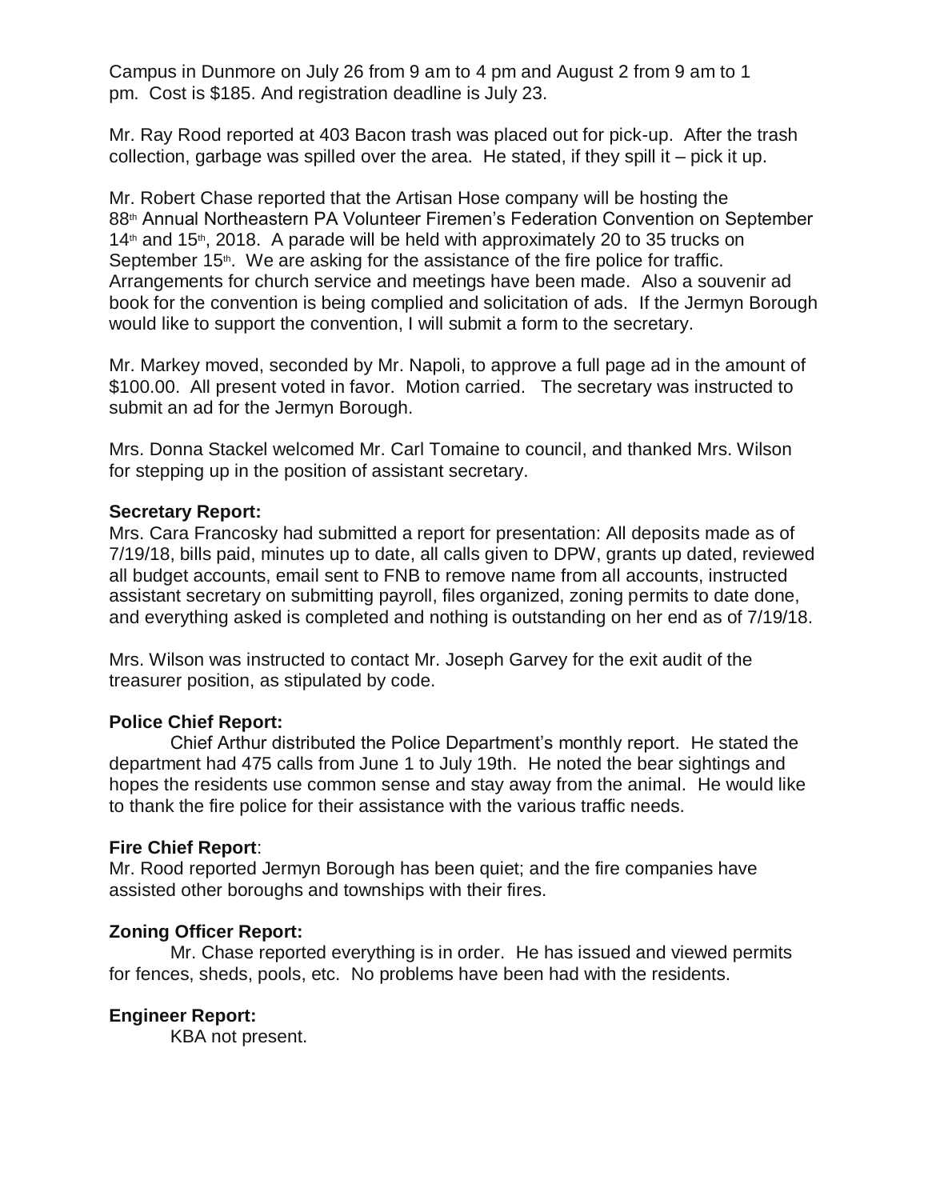Campus in Dunmore on July 26 from 9 am to 4 pm and August 2 from 9 am to 1 pm. Cost is $185. And registration deadline is July 23.

Mr. Ray Rood reported at 403 Bacon trash was placed out for pick-up. After the trash collection, garbage was spilled over the area. He stated, if they spill it – pick it up.

Mr. Robert Chase reported that the Artisan Hose company will be hosting the 88th Annual Northeastern PA Volunteer Firemen's Federation Convention on September 14th and 15th, 2018. A parade will be held with approximately 20 to 35 trucks on September 15th. We are asking for the assistance of the fire police for traffic. Arrangements for church service and meetings have been made. Also a souvenir ad book for the convention is being complied and solicitation of ads. If the Jermyn Borough would like to support the convention, I will submit a form to the secretary.

Mr. Markey moved, seconded by Mr. Napoli, to approve a full page ad in the amount of $100.00. All present voted in favor. Motion carried. The secretary was instructed to submit an ad for the Jermyn Borough.

Mrs. Donna Stackel welcomed Mr. Carl Tomaine to council, and thanked Mrs. Wilson for stepping up in the position of assistant secretary.

**Secretary Report:**
Mrs. Cara Francosky had submitted a report for presentation: All deposits made as of 7/19/18, bills paid, minutes up to date, all calls given to DPW, grants up dated, reviewed all budget accounts, email sent to FNB to remove name from all accounts, instructed assistant secretary on submitting payroll, files organized, zoning permits to date done, and everything asked is completed and nothing is outstanding on her end as of 7/19/18.

Mrs. Wilson was instructed to contact Mr. Joseph Garvey for the exit audit of the treasurer position, as stipulated by code.

**Police Chief Report:**
Chief Arthur distributed the Police Department's monthly report. He stated the department had 475 calls from June 1 to July 19th. He noted the bear sightings and hopes the residents use common sense and stay away from the animal. He would like to thank the fire police for their assistance with the various traffic needs.

**Fire Chief Report**:
Mr. Rood reported Jermyn Borough has been quiet; and the fire companies have assisted other boroughs and townships with their fires.

**Zoning Officer Report:**
Mr. Chase reported everything is in order. He has issued and viewed permits for fences, sheds, pools, etc. No problems have been had with the residents.

**Engineer Report:**
KBA not present.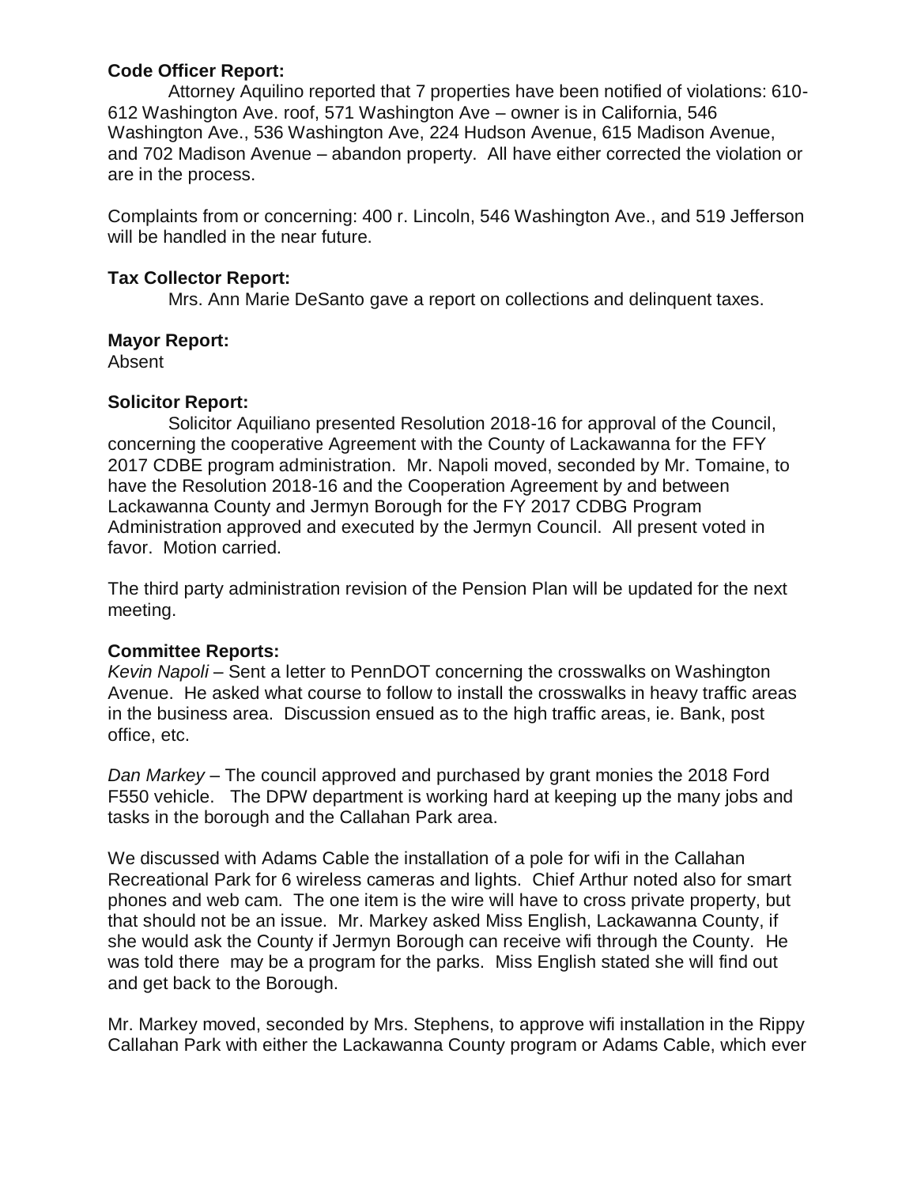**Code Officer Report:**

Attorney Aquilino reported that 7 properties have been notified of violations: 610-612 Washington Ave. roof, 571 Washington Ave – owner is in California, 546 Washington Ave., 536 Washington Ave, 224 Hudson Avenue, 615 Madison Avenue, and 702 Madison Avenue – abandon property. All have either corrected the violation or are in the process.

Complaints from or concerning: 400 r. Lincoln, 546 Washington Ave., and 519 Jefferson will be handled in the near future.

**Tax Collector Report:**

Mrs. Ann Marie DeSanto gave a report on collections and delinquent taxes.

**Mayor Report:**

Absent

**Solicitor Report:**

Solicitor Aquiliano presented Resolution 2018-16 for approval of the Council, concerning the cooperative Agreement with the County of Lackawanna for the FFY 2017 CDBE program administration. Mr. Napoli moved, seconded by Mr. Tomaine, to have the Resolution 2018-16 and the Cooperation Agreement by and between Lackawanna County and Jermyn Borough for the FY 2017 CDBG Program Administration approved and executed by the Jermyn Council. All present voted in favor. Motion carried.

The third party administration revision of the Pension Plan will be updated for the next meeting.

**Committee Reports:**

*Kevin Napoli* – Sent a letter to PennDOT concerning the crosswalks on Washington Avenue. He asked what course to follow to install the crosswalks in heavy traffic areas in the business area. Discussion ensued as to the high traffic areas, ie. Bank, post office, etc.

*Dan Markey* – The council approved and purchased by grant monies the 2018 Ford F550 vehicle. The DPW department is working hard at keeping up the many jobs and tasks in the borough and the Callahan Park area.

We discussed with Adams Cable the installation of a pole for wifi in the Callahan Recreational Park for 6 wireless cameras and lights. Chief Arthur noted also for smart phones and web cam. The one item is the wire will have to cross private property, but that should not be an issue. Mr. Markey asked Miss English, Lackawanna County, if she would ask the County if Jermyn Borough can receive wifi through the County. He was told there may be a program for the parks. Miss English stated she will find out and get back to the Borough.

Mr. Markey moved, seconded by Mrs. Stephens, to approve wifi installation in the Rippy Callahan Park with either the Lackawanna County program or Adams Cable, which ever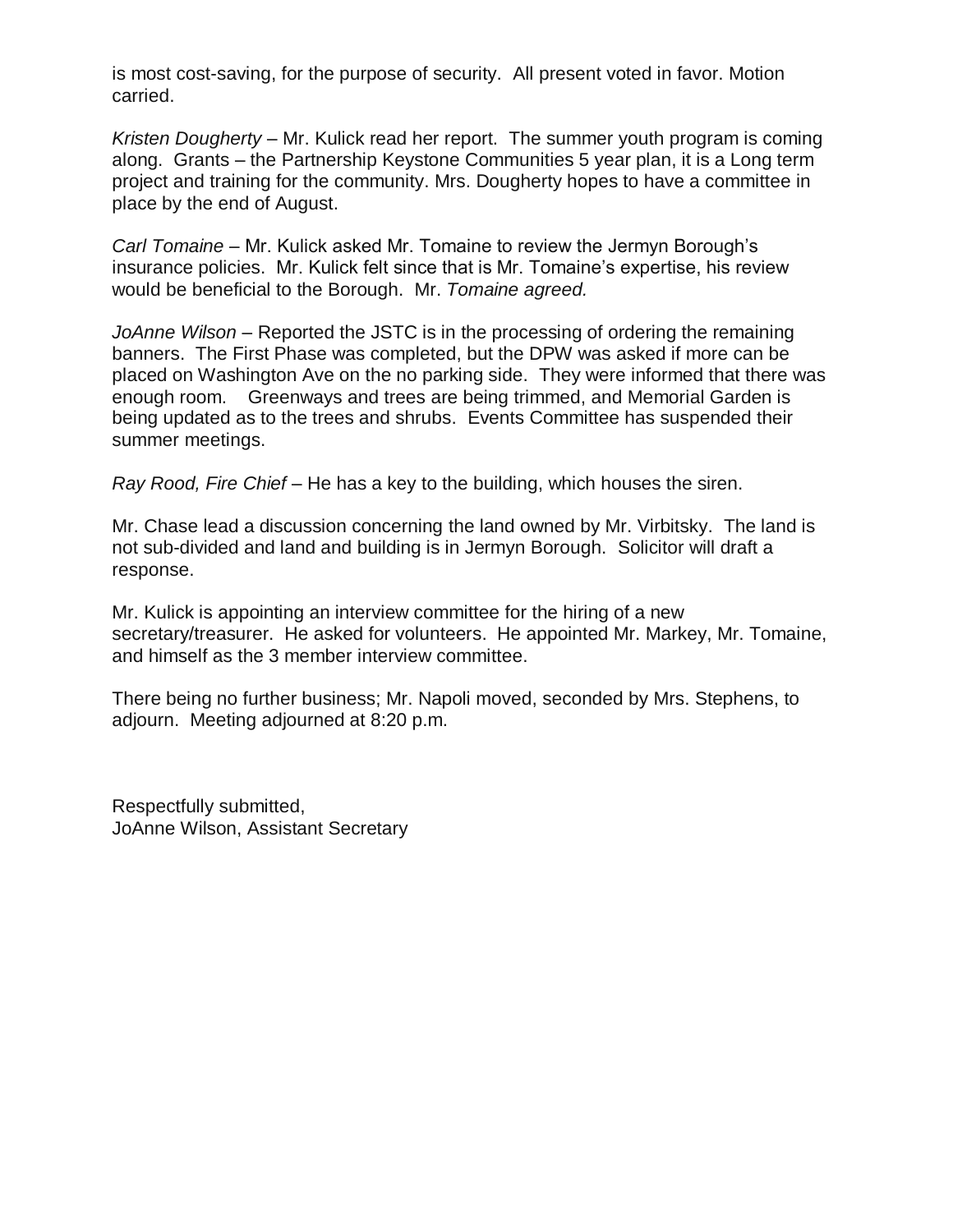is most cost-saving, for the purpose of security. All present voted in favor. Motion carried.

*Kristen Dougherty* – Mr. Kulick read her report. The summer youth program is coming along. Grants – the Partnership Keystone Communities 5 year plan, it is a Long term project and training for the community. Mrs. Dougherty hopes to have a committee in place by the end of August.

*Carl Tomaine* – Mr. Kulick asked Mr. Tomaine to review the Jermyn Borough's insurance policies. Mr. Kulick felt since that is Mr. Tomaine's expertise, his review would be beneficial to the Borough. Mr. *Tomaine agreed.*

*JoAnne Wilson* – Reported the JSTC is in the processing of ordering the remaining banners. The First Phase was completed, but the DPW was asked if more can be placed on Washington Ave on the no parking side. They were informed that there was enough room. Greenways and trees are being trimmed, and Memorial Garden is being updated as to the trees and shrubs. Events Committee has suspended their summer meetings.

*Ray Rood, Fire Chief* – He has a key to the building, which houses the siren.

Mr. Chase lead a discussion concerning the land owned by Mr. Virbitsky. The land is not sub-divided and land and building is in Jermyn Borough. Solicitor will draft a response.

Mr. Kulick is appointing an interview committee for the hiring of a new secretary/treasurer. He asked for volunteers. He appointed Mr. Markey, Mr. Tomaine, and himself as the 3 member interview committee.

There being no further business; Mr. Napoli moved, seconded by Mrs. Stephens, to adjourn. Meeting adjourned at 8:20 p.m.

Respectfully submitted,
JoAnne Wilson, Assistant Secretary